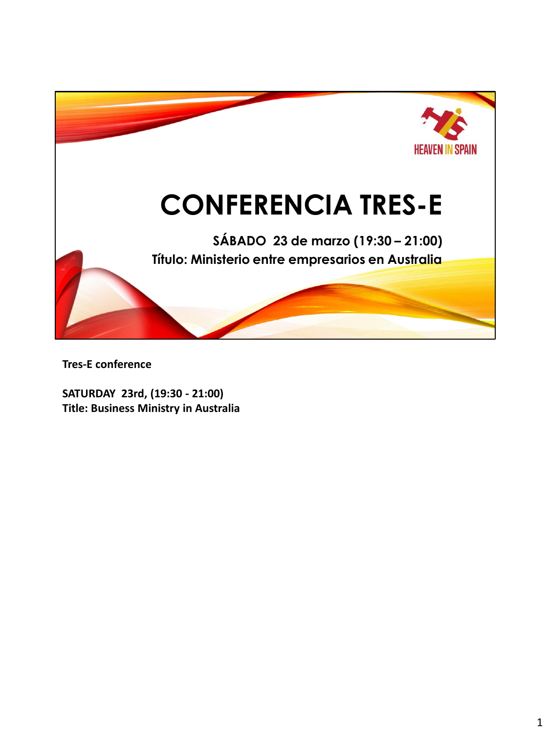HEAVEN IN SPAIN

# CONFERENCIA TRES-E

**SÁBADO 23 de marzo (19:30 – 21:00)**
**Título: Ministerio entre empresarios en Australia**

**Tres-E conference**

**SATURDAY 23rd, (19:30 - 21:00)**
**Title: Business Ministry in Australia**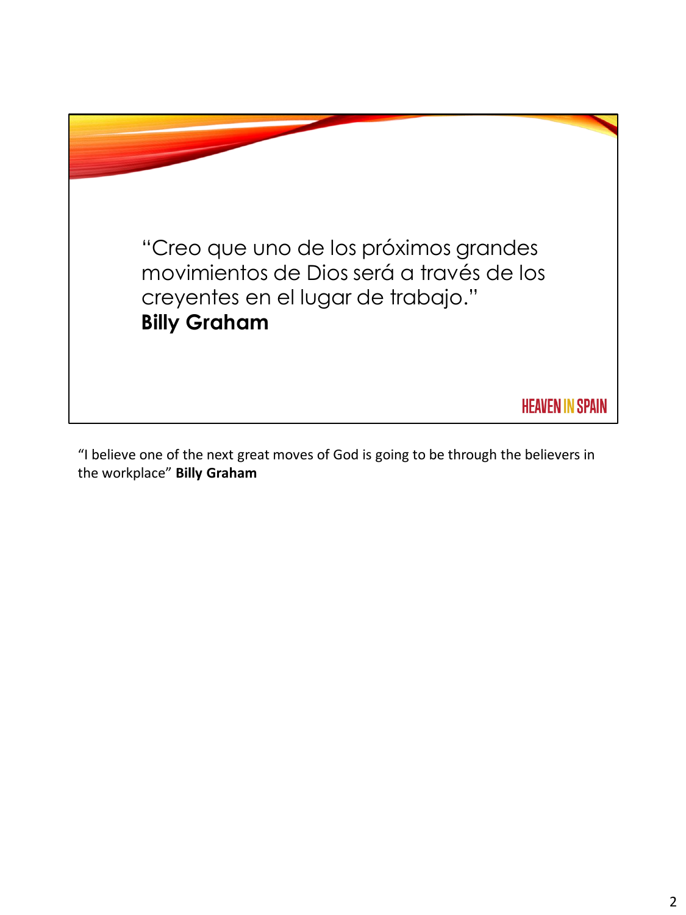"Creo que uno de los próximos grandes movimientos de Dios será a través de los creyentes en el lugar de trabajo."
**Billy Graham**

HEAVEN IN SPAIN

"I believe one of the next great moves of God is going to be through the believers in the workplace" **Billy Graham**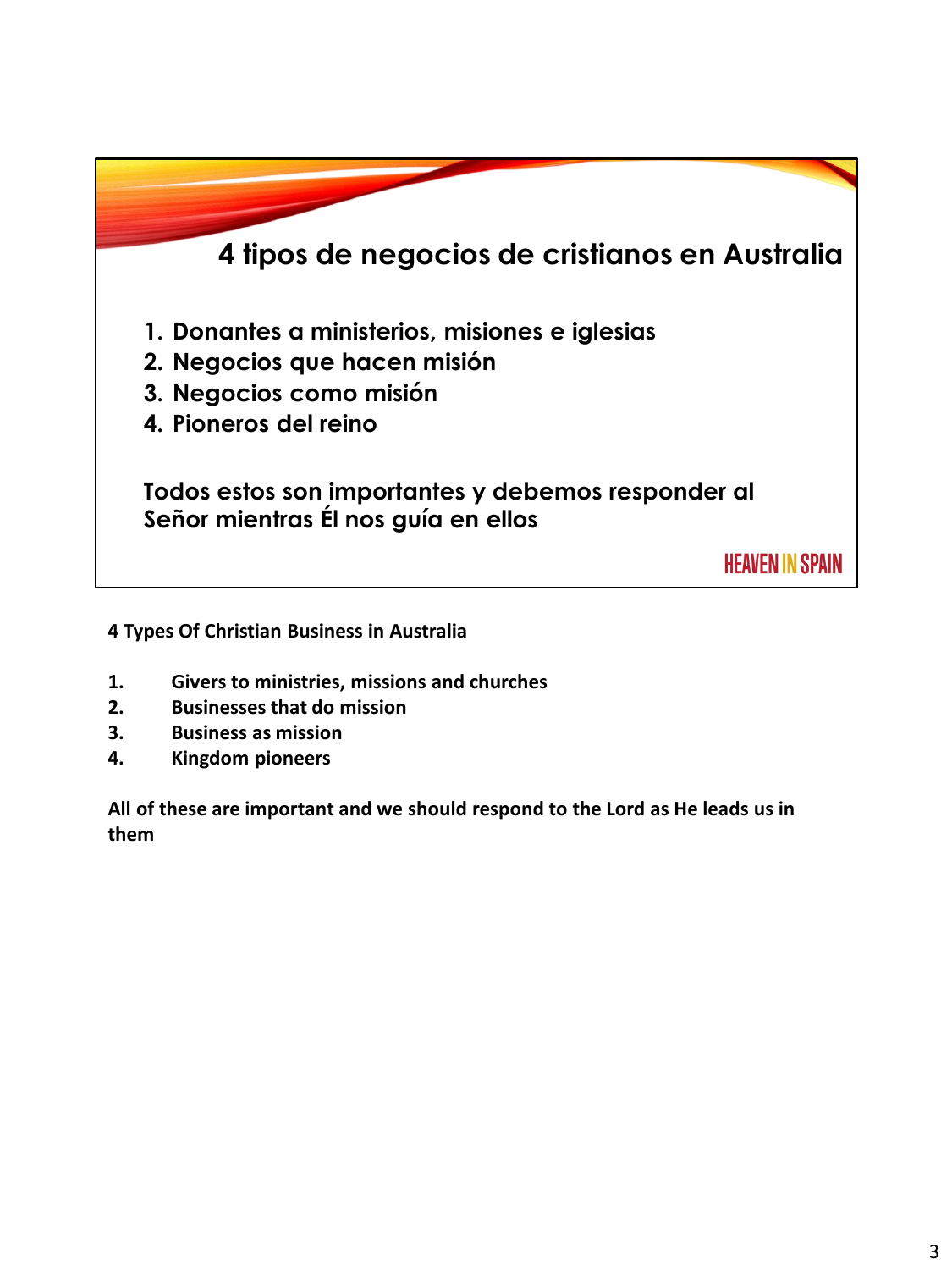## 4 tipos de negocios de cristianos en Australia

1. Donantes a ministerios, misiones e iglesias
2. Negocios que hacen misión
3. Negocios como misión
4. Pioneros del reino

Todos estos son importantes y debemos responder al Señor mientras Él nos guía en ellos

HEAVEN IN SPAIN

**4 Types Of Christian Business in Australia**

1. **Givers to ministries, missions and churches**
2. **Businesses that do mission**
3. **Business as mission**
4. **Kingdom pioneers**

**All of these are important and we should respond to the Lord as He leads us in them**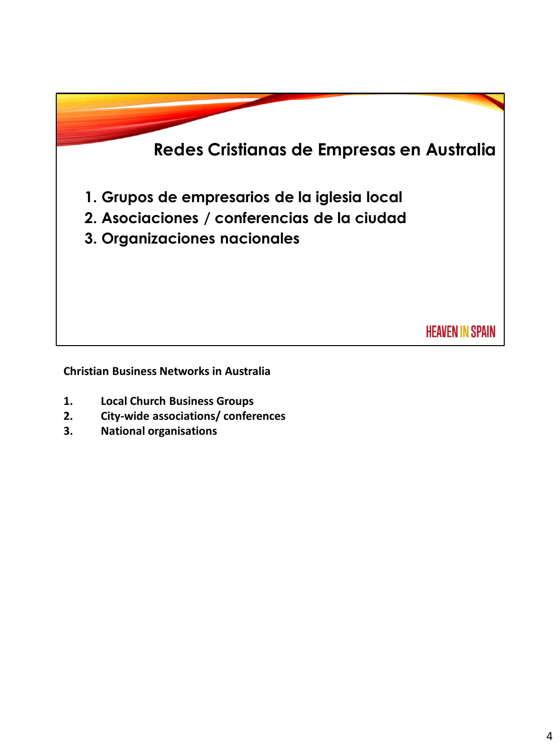## Redes Cristianas de Empresas en Australia

1. Grupos de empresarios de la iglesia local
2. Asociaciones / conferencias de la ciudad
3. Organizaciones nacionales

HEAVEN IN SPAIN

**Christian Business Networks in Australia**

1. **Local Church Business Groups**
2. **City-wide associations/ conferences**
3. **National organisations**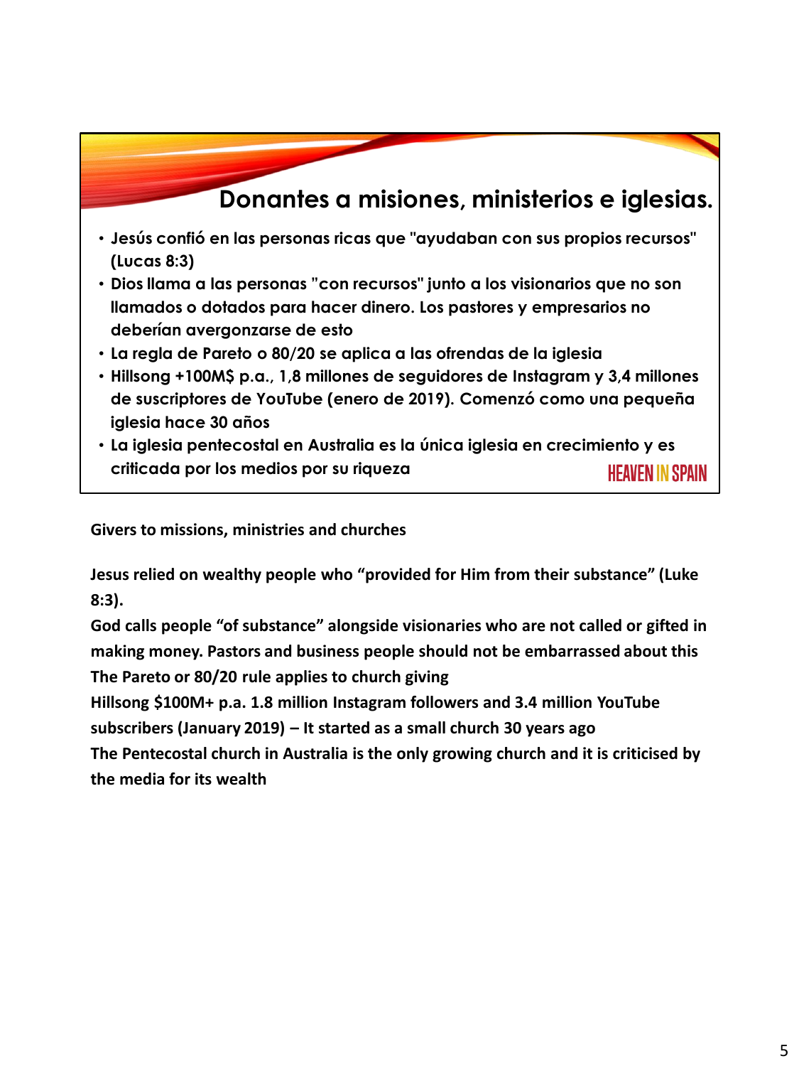## Donantes a misiones, ministerios e iglesias.

- Jesús confió en las personas ricas que "ayudaban con sus propios recursos" (Lucas 8:3)
- Dios llama a las personas "con recursos" junto a los visionarios que no son llamados o dotados para hacer dinero. Los pastores y empresarios no deberían avergonzarse de esto
- La regla de Pareto o 80/20 se aplica a las ofrendas de la iglesia
- Hillsong +100M$ p.a., 1,8 millones de seguidores de Instagram y 3,4 millones de suscriptores de YouTube (enero de 2019). Comenzó como una pequeña iglesia hace 30 años
- La iglesia pentecostal en Australia es la única iglesia en crecimiento y es criticada por los medios por su riqueza

HEAVEN IN SPAIN

**Givers to missions, ministries and churches**

**Jesus relied on wealthy people who "provided for Him from their substance" (Luke 8:3).**
**God calls people "of substance" alongside visionaries who are not called or gifted in making money. Pastors and business people should not be embarrassed about this**
**The Pareto or 80/20 rule applies to church giving**
**Hillsong $100M+ p.a. 1.8 million Instagram followers and 3.4 million YouTube subscribers (January 2019) – It started as a small church 30 years ago**
**The Pentecostal church in Australia is the only growing church and it is criticised by the media for its wealth**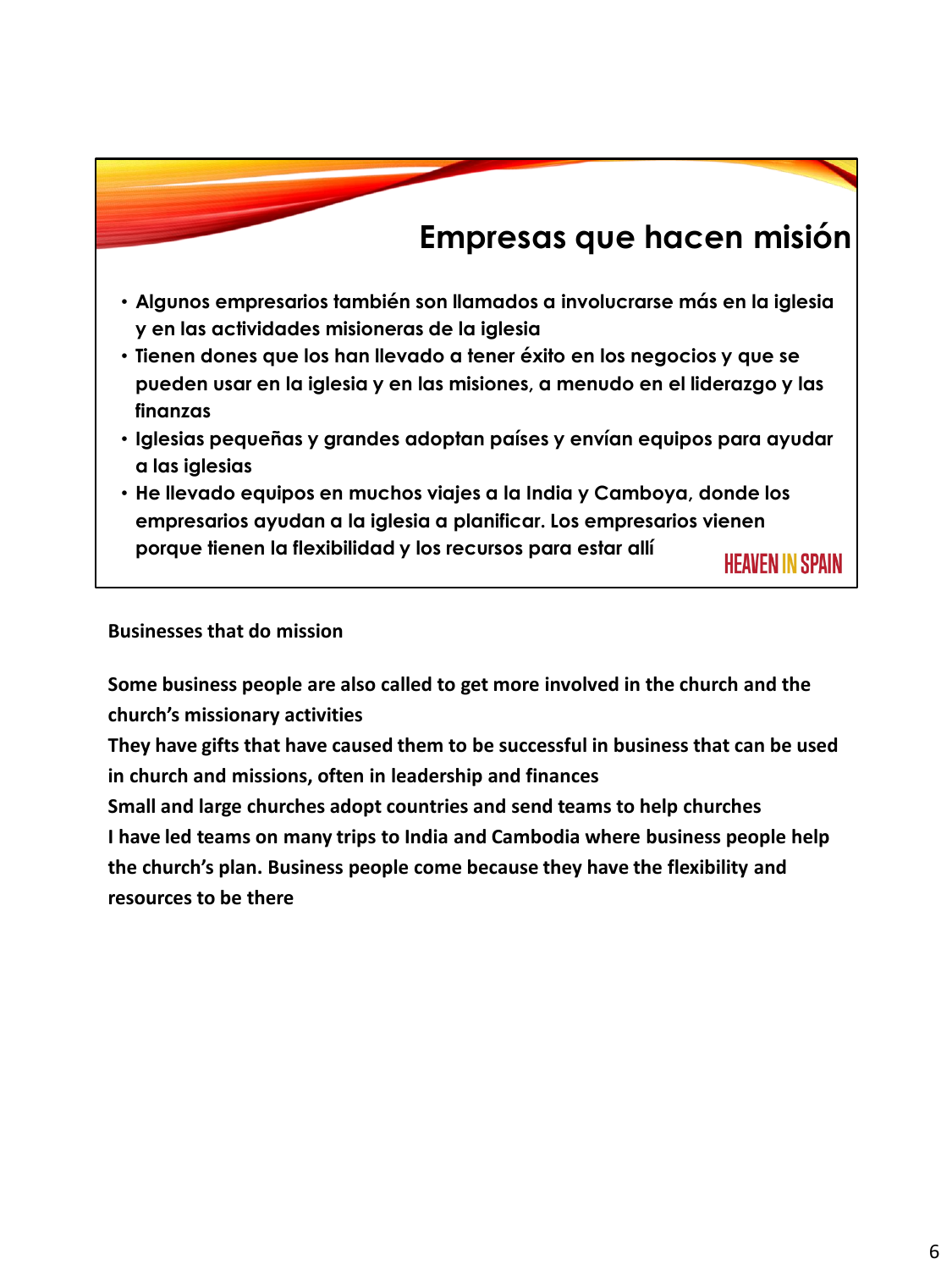## Empresas que hacen misión

- Algunos empresarios también son llamados a involucrarse más en la iglesia y en las actividades misioneras de la iglesia
- Tienen dones que los han llevado a tener éxito en los negocios y que se pueden usar en la iglesia y en las misiones, a menudo en el liderazgo y las finanzas
- Iglesias pequeñas y grandes adoptan países y envían equipos para ayudar a las iglesias
- He llevado equipos en muchos viajes a la India y Camboya, donde los empresarios ayudan a la iglesia a planificar. Los empresarios vienen porque tienen la flexibilidad y los recursos para estar allí

HEAVEN IN SPAIN

**Businesses that do mission**

**Some business people are also called to get more involved in the church and the church's missionary activities**
**They have gifts that have caused them to be successful in business that can be used in church and missions, often in leadership and finances**
**Small and large churches adopt countries and send teams to help churches**
**I have led teams on many trips to India and Cambodia where business people help the church's plan. Business people come because they have the flexibility and resources to be there**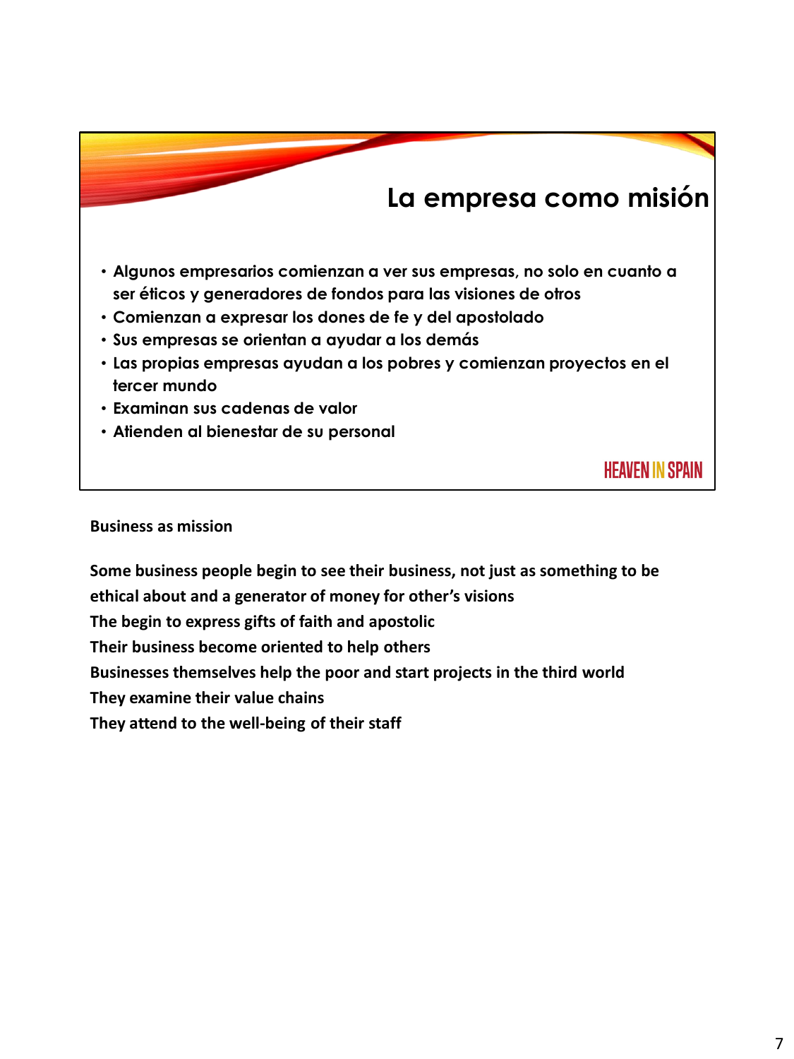## La empresa como misión

- Algunos empresarios comienzan a ver sus empresas, no solo en cuanto a ser éticos y generadores de fondos para las visiones de otros
- Comienzan a expresar los dones de fe y del apostolado
- Sus empresas se orientan a ayudar a los demás
- Las propias empresas ayudan a los pobres y comienzan proyectos en el tercer mundo
- Examinan sus cadenas de valor
- Atienden al bienestar de su personal

HEAVEN IN SPAIN

**Business as mission**

**Some business people begin to see their business, not just as something to be ethical about and a generator of money for other's visions**
**The begin to express gifts of faith and apostolic**
**Their business become oriented to help others**
**Businesses themselves help the poor and start projects in the third world**
**They examine their value chains**
**They attend to the well-being of their staff**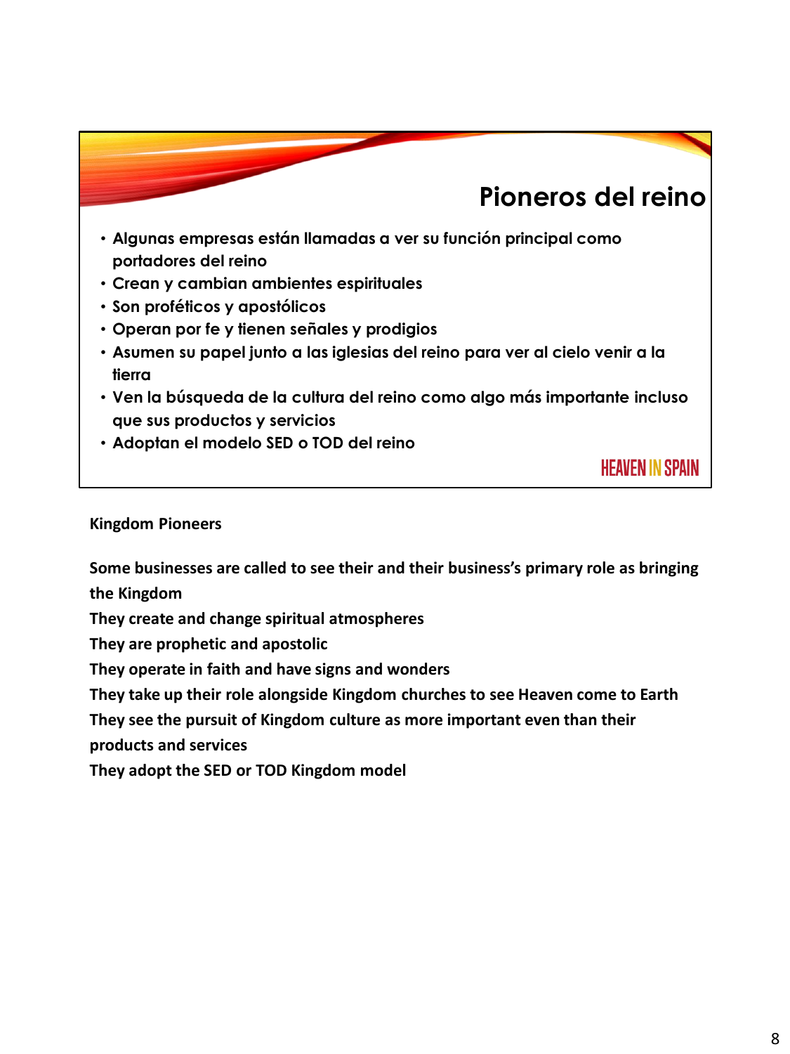## Pioneros del reino

- Algunas empresas están llamadas a ver su función principal como portadores del reino
- Crean y cambian ambientes espirituales
- Son proféticos y apostólicos
- Operan por fe y tienen señales y prodigios
- Asumen su papel junto a las iglesias del reino para ver al cielo venir a la tierra
- Ven la búsqueda de la cultura del reino como algo más importante incluso que sus productos y servicios
- Adoptan el modelo SED o TOD del reino

HEAVEN IN SPAIN

**Kingdom Pioneers**

**Some businesses are called to see their and their business's primary role as bringing the Kingdom**
**They create and change spiritual atmospheres**
**They are prophetic and apostolic**
**They operate in faith and have signs and wonders**
**They take up their role alongside Kingdom churches to see Heaven come to Earth**
**They see the pursuit of Kingdom culture as more important even than their products and services**
**They adopt the SED or TOD Kingdom model**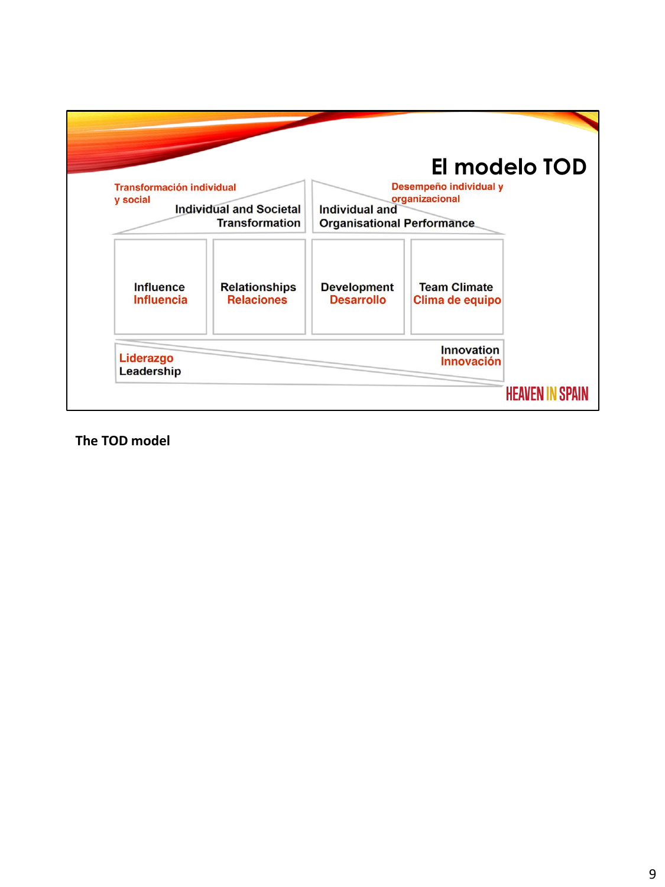# El modelo TOD

Transformación individual y social

Individual and Societal Transformation

Desempeño individual y organizacional

Individual and Organisational Performance

| Influence<br>Influencia | Relationships<br>Relaciones | Development<br>Desarrollo | Team Climate<br>Clima de equipo |
|---|---|---|---|

Liderazgo
Leadership

Innovation
Innovación

HEAVEN IN SPAIN

**The TOD model**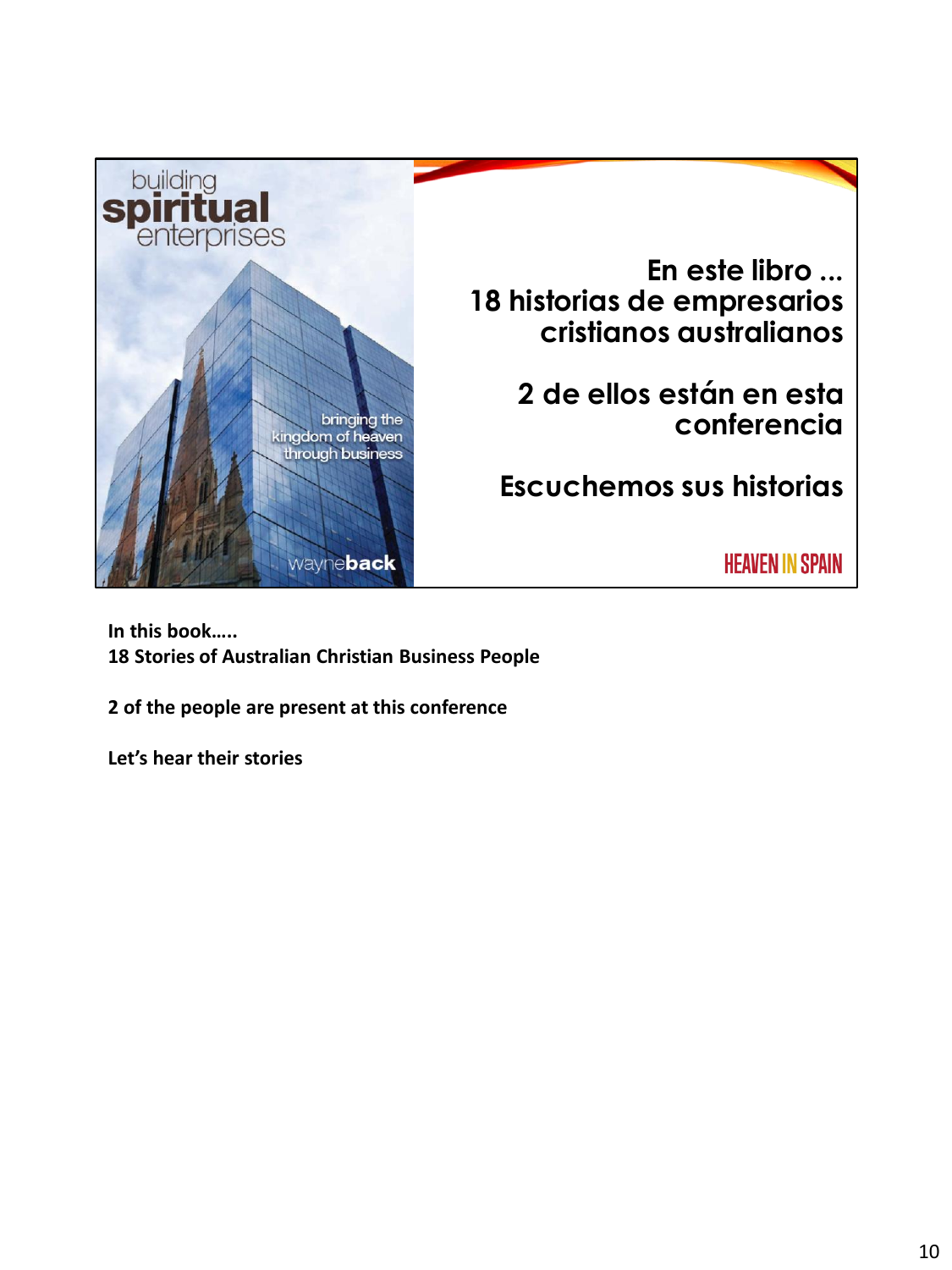building
**spiritual**
enterprises

bringing the kingdom of heaven through business

wayne**back**

**En este libro ...**
**18 historias de empresarios cristianos australianos**

**2 de ellos están en esta conferencia**

**Escuchemos sus historias**

HEAVEN IN SPAIN

**In this book…..**
**18 Stories of Australian Christian Business People**

**2 of the people are present at this conference**

**Let's hear their stories**